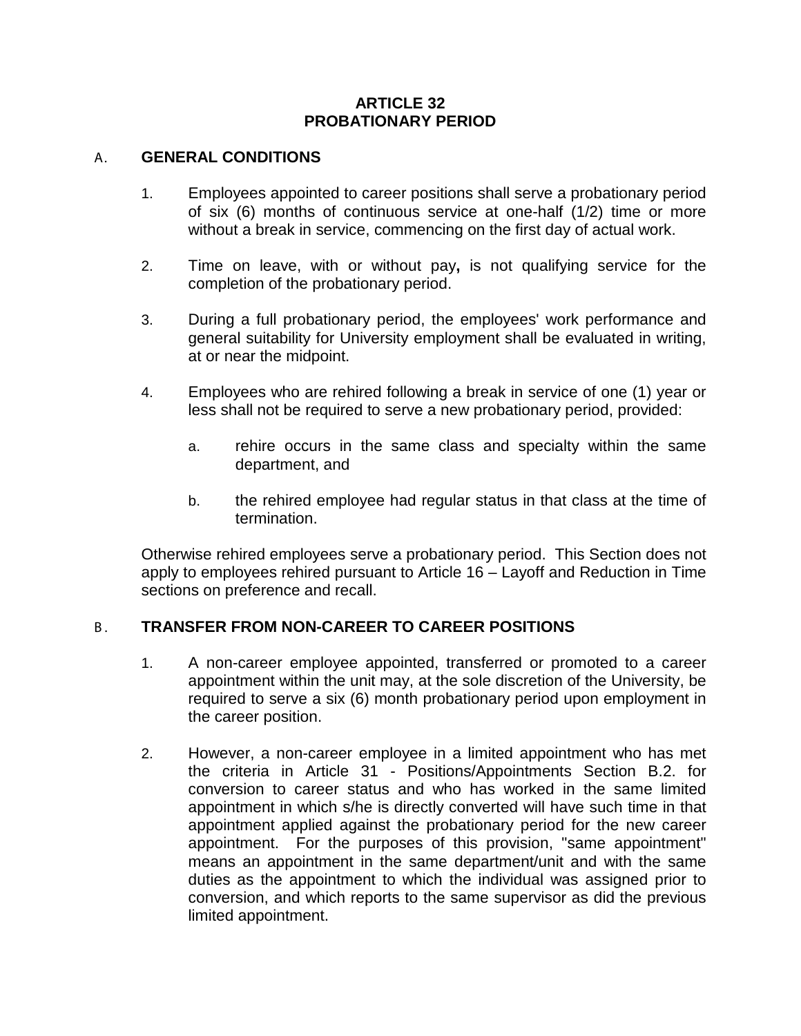# ARTICLE 32
# PROBATIONARY PERIOD

## A. GENERAL CONDITIONS

1. Employees appointed to career positions shall serve a probationary period of six (6) months of continuous service at one-half (1/2) time or more without a break in service, commencing on the first day of actual work.

2. Time on leave, with or without pay**,** is not qualifying service for the completion of the probationary period.

3. During a full probationary period, the employees' work performance and general suitability for University employment shall be evaluated in writing, at or near the midpoint.

4. Employees who are rehired following a break in service of one (1) year or less shall not be required to serve a new probationary period, provided:

   a. rehire occurs in the same class and specialty within the same department, and

   b. the rehired employee had regular status in that class at the time of termination.

Otherwise rehired employees serve a probationary period. This Section does not apply to employees rehired pursuant to Article 16 – Layoff and Reduction in Time sections on preference and recall.

## B. TRANSFER FROM NON-CAREER TO CAREER POSITIONS

1. A non-career employee appointed, transferred or promoted to a career appointment within the unit may, at the sole discretion of the University, be required to serve a six (6) month probationary period upon employment in the career position.

2. However, a non-career employee in a limited appointment who has met the criteria in Article 31 - Positions/Appointments Section B.2. for conversion to career status and who has worked in the same limited appointment in which s/he is directly converted will have such time in that appointment applied against the probationary period for the new career appointment. For the purposes of this provision, "same appointment" means an appointment in the same department/unit and with the same duties as the appointment to which the individual was assigned prior to conversion, and which reports to the same supervisor as did the previous limited appointment.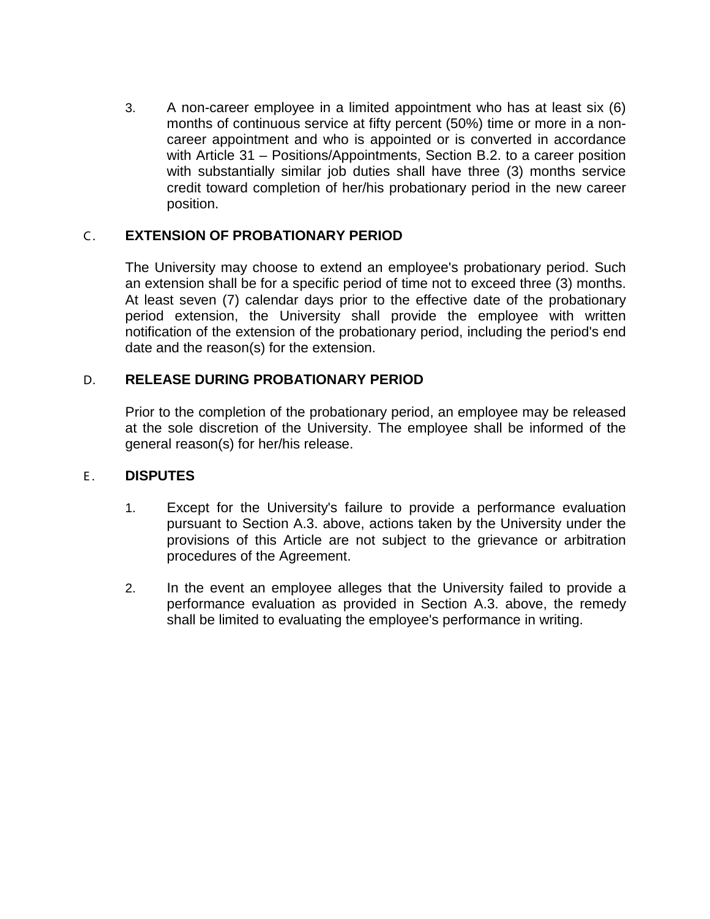3. A non-career employee in a limited appointment who has at least six (6) months of continuous service at fifty percent (50%) time or more in a non-career appointment and who is appointed or is converted in accordance with Article 31 – Positions/Appointments, Section B.2. to a career position with substantially similar job duties shall have three (3) months service credit toward completion of her/his probationary period in the new career position.

## C. EXTENSION OF PROBATIONARY PERIOD

The University may choose to extend an employee's probationary period. Such an extension shall be for a specific period of time not to exceed three (3) months. At least seven (7) calendar days prior to the effective date of the probationary period extension, the University shall provide the employee with written notification of the extension of the probationary period, including the period's end date and the reason(s) for the extension.

## D. RELEASE DURING PROBATIONARY PERIOD

Prior to the completion of the probationary period, an employee may be released at the sole discretion of the University. The employee shall be informed of the general reason(s) for her/his release.

## E. DISPUTES

1. Except for the University's failure to provide a performance evaluation pursuant to Section A.3. above, actions taken by the University under the provisions of this Article are not subject to the grievance or arbitration procedures of the Agreement.

2. In the event an employee alleges that the University failed to provide a performance evaluation as provided in Section A.3. above, the remedy shall be limited to evaluating the employee's performance in writing.